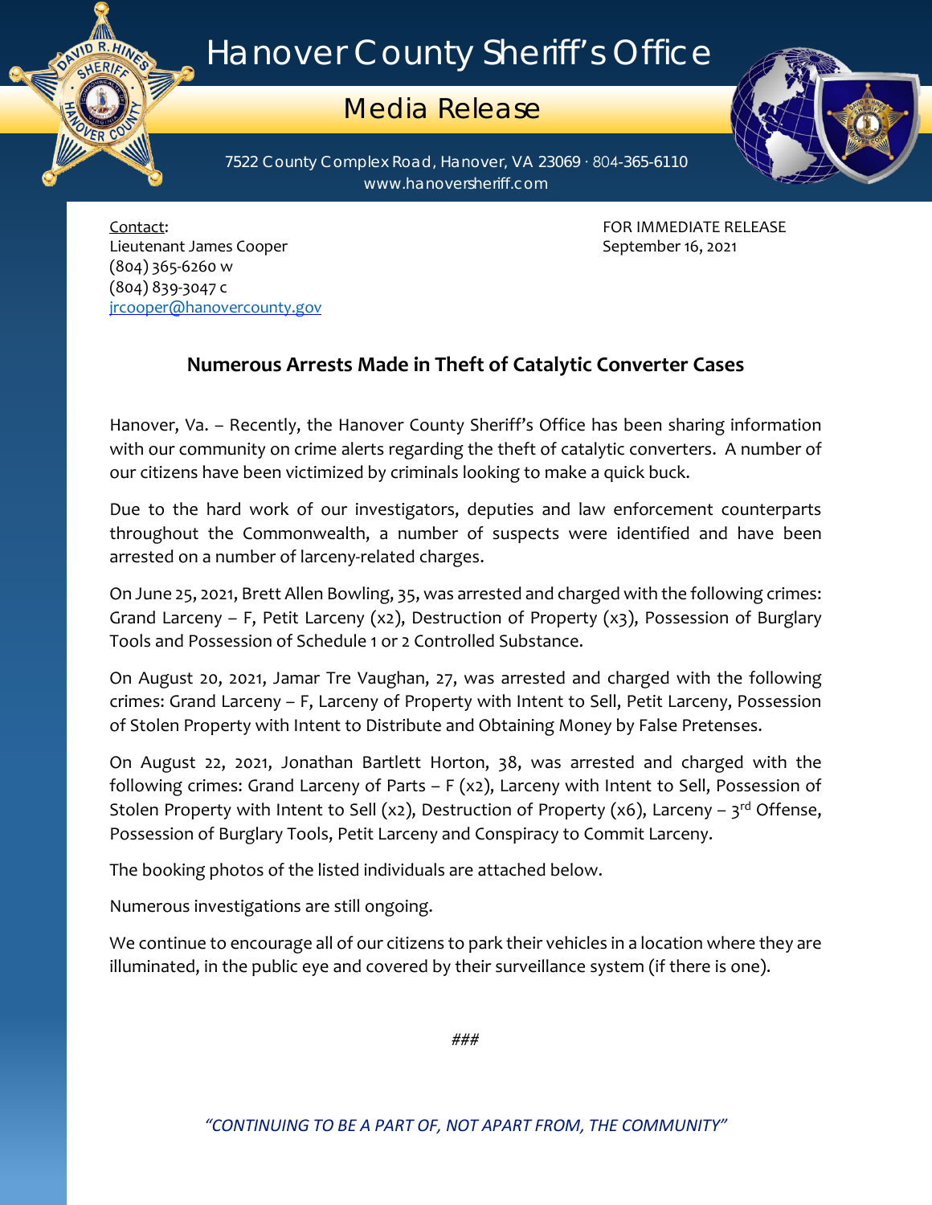# Hanover County Sheriff's Office

## Media Release

7522 County Complex Road, Hanover, VA 23069 · 804-365-6110
www.hanoversheriff.com

Contact:
Lieutenant James Cooper
(804) 365-6260 w
(804) 839-3047 c
jrcooper@hanovercounty.gov

FOR IMMEDIATE RELEASE
September 16, 2021

### Numerous Arrests Made in Theft of Catalytic Converter Cases

Hanover, Va. – Recently, the Hanover County Sheriff's Office has been sharing information with our community on crime alerts regarding the theft of catalytic converters. A number of our citizens have been victimized by criminals looking to make a quick buck.

Due to the hard work of our investigators, deputies and law enforcement counterparts throughout the Commonwealth, a number of suspects were identified and have been arrested on a number of larceny-related charges.

On June 25, 2021, Brett Allen Bowling, 35, was arrested and charged with the following crimes: Grand Larceny – F, Petit Larceny (x2), Destruction of Property (x3), Possession of Burglary Tools and Possession of Schedule 1 or 2 Controlled Substance.

On August 20, 2021, Jamar Tre Vaughan, 27, was arrested and charged with the following crimes: Grand Larceny – F, Larceny of Property with Intent to Sell, Petit Larceny, Possession of Stolen Property with Intent to Distribute and Obtaining Money by False Pretenses.

On August 22, 2021, Jonathan Bartlett Horton, 38, was arrested and charged with the following crimes: Grand Larceny of Parts – F (x2), Larceny with Intent to Sell, Possession of Stolen Property with Intent to Sell (x2), Destruction of Property (x6), Larceny – 3rd Offense, Possession of Burglary Tools, Petit Larceny and Conspiracy to Commit Larceny.

The booking photos of the listed individuals are attached below.

Numerous investigations are still ongoing.

We continue to encourage all of our citizens to park their vehicles in a location where they are illuminated, in the public eye and covered by their surveillance system (if there is one).

*###*

*"CONTINUING TO BE A PART OF, NOT APART FROM, THE COMMUNITY"*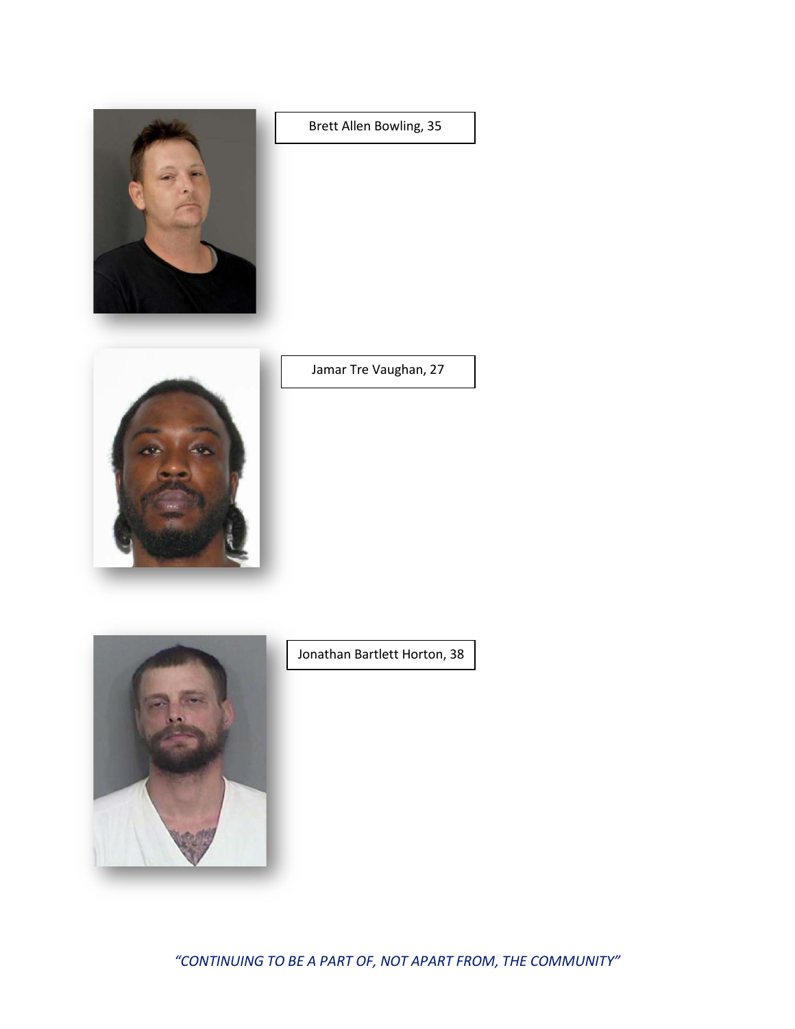Brett Allen Bowling, 35

Jamar Tre Vaughan, 27

Jonathan Bartlett Horton, 38

*"CONTINUING TO BE A PART OF, NOT APART FROM, THE COMMUNITY"*